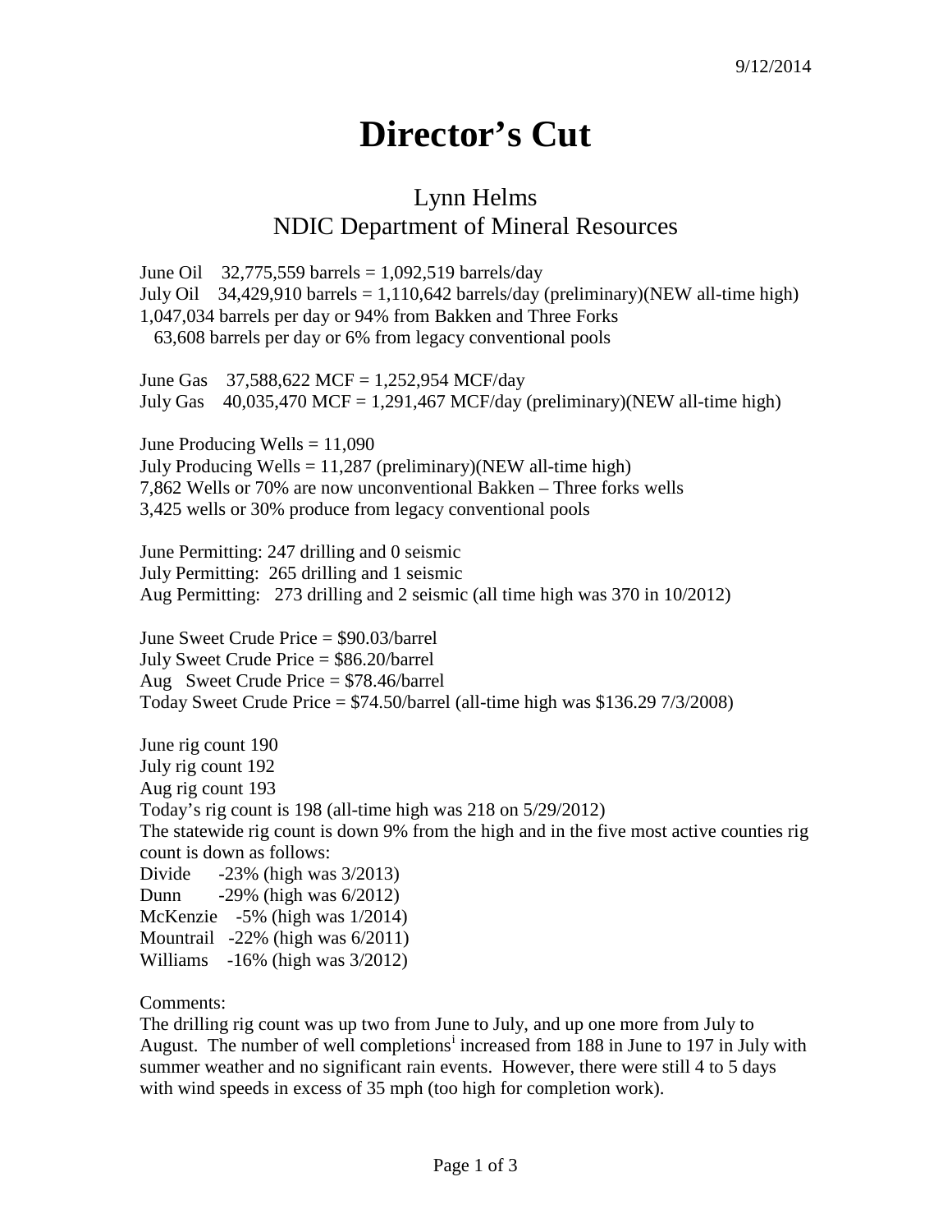9/12/2014

# Director's Cut

## Lynn Helms
## NDIC Department of Mineral Resources

June Oil  32,775,559 barrels = 1,092,519 barrels/day
July Oil  34,429,910 barrels = 1,110,642 barrels/day (preliminary)(NEW all-time high)
1,047,034 barrels per day or 94% from Bakken and Three Forks
63,608 barrels per day or 6% from legacy conventional pools

June Gas  37,588,622 MCF = 1,252,954 MCF/day
July Gas  40,035,470 MCF = 1,291,467 MCF/day (preliminary)(NEW all-time high)

June Producing Wells = 11,090
July Producing Wells = 11,287 (preliminary)(NEW all-time high)
7,862 Wells or 70% are now unconventional Bakken – Three forks wells
3,425 wells or 30% produce from legacy conventional pools

June Permitting: 247 drilling and 0 seismic
July Permitting: 265 drilling and 1 seismic
Aug Permitting: 273 drilling and 2 seismic (all time high was 370 in 10/2012)

June Sweet Crude Price = $90.03/barrel
July Sweet Crude Price = $86.20/barrel
Aug Sweet Crude Price = $78.46/barrel
Today Sweet Crude Price = $74.50/barrel (all-time high was $136.29 7/3/2008)

June rig count 190
July rig count 192
Aug rig count 193
Today's rig count is 198 (all-time high was 218 on 5/29/2012)
The statewide rig count is down 9% from the high and in the five most active counties rig count is down as follows:
Divide  -23% (high was 3/2013)
Dunn  -29% (high was 6/2012)
McKenzie  -5% (high was 1/2014)
Mountrail  -22% (high was 6/2011)
Williams  -16% (high was 3/2012)

Comments:
The drilling rig count was up two from June to July, and up one more from July to August. The number of well completions[i] increased from 188 in June to 197 in July with summer weather and no significant rain events. However, there were still 4 to 5 days with wind speeds in excess of 35 mph (too high for completion work).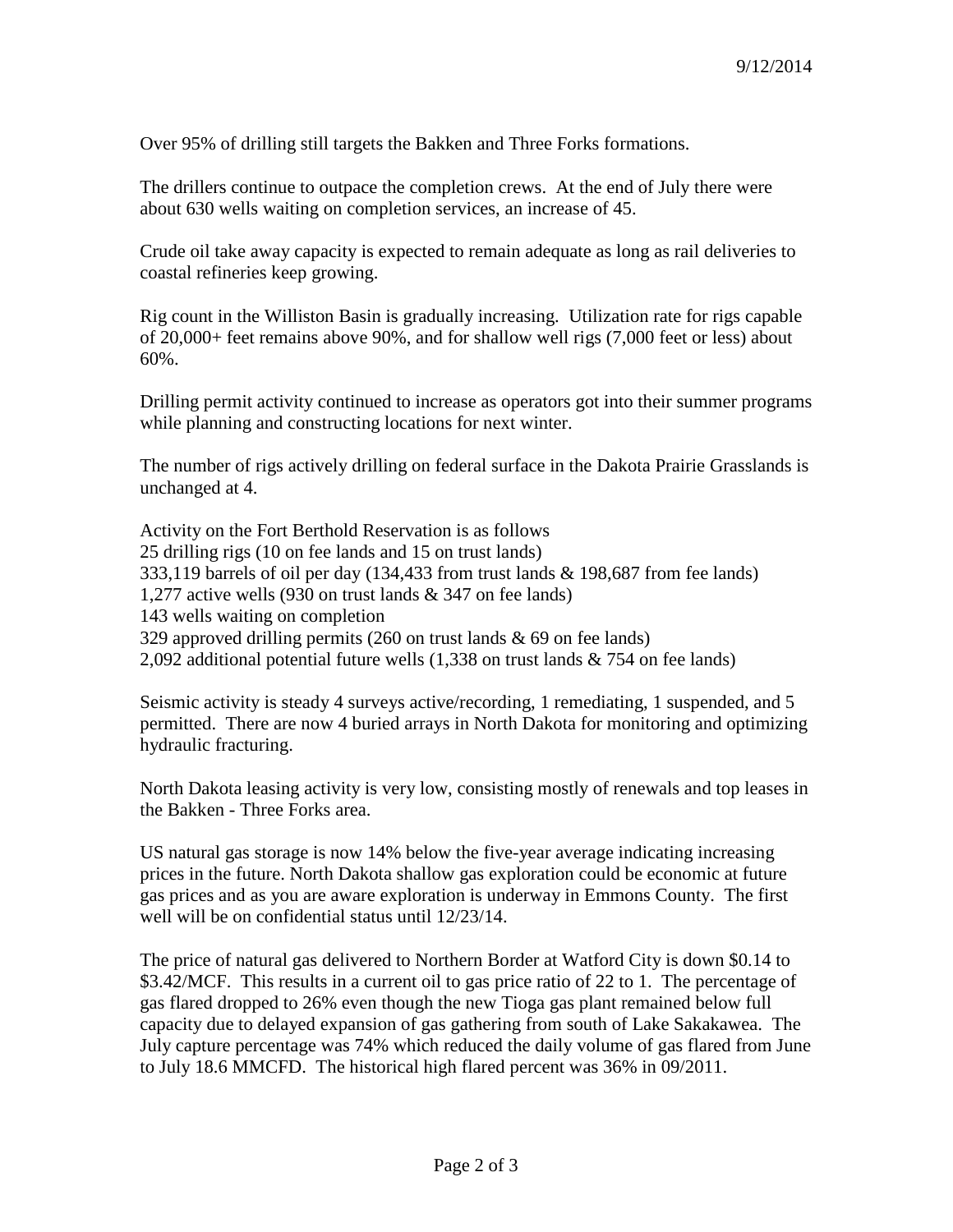9/12/2014

Over 95% of drilling still targets the Bakken and Three Forks formations.

The drillers continue to outpace the completion crews. At the end of July there were about 630 wells waiting on completion services, an increase of 45.

Crude oil take away capacity is expected to remain adequate as long as rail deliveries to coastal refineries keep growing.

Rig count in the Williston Basin is gradually increasing. Utilization rate for rigs capable of 20,000+ feet remains above 90%, and for shallow well rigs (7,000 feet or less) about 60%.

Drilling permit activity continued to increase as operators got into their summer programs while planning and constructing locations for next winter.

The number of rigs actively drilling on federal surface in the Dakota Prairie Grasslands is unchanged at 4.

Activity on the Fort Berthold Reservation is as follows  
25 drilling rigs (10 on fee lands and 15 on trust lands)  
333,119 barrels of oil per day (134,433 from trust lands & 198,687 from fee lands)  
1,277 active wells (930 on trust lands & 347 on fee lands)  
143 wells waiting on completion  
329 approved drilling permits (260 on trust lands & 69 on fee lands)  
2,092 additional potential future wells (1,338 on trust lands & 754 on fee lands)

Seismic activity is steady 4 surveys active/recording, 1 remediating, 1 suspended, and 5 permitted. There are now 4 buried arrays in North Dakota for monitoring and optimizing hydraulic fracturing.

North Dakota leasing activity is very low, consisting mostly of renewals and top leases in the Bakken - Three Forks area.

US natural gas storage is now 14% below the five-year average indicating increasing prices in the future. North Dakota shallow gas exploration could be economic at future gas prices and as you are aware exploration is underway in Emmons County. The first well will be on confidential status until 12/23/14.

The price of natural gas delivered to Northern Border at Watford City is down $0.14 to $3.42/MCF. This results in a current oil to gas price ratio of 22 to 1. The percentage of gas flared dropped to 26% even though the new Tioga gas plant remained below full capacity due to delayed expansion of gas gathering from south of Lake Sakakawea. The July capture percentage was 74% which reduced the daily volume of gas flared from June to July 18.6 MMCFD. The historical high flared percent was 36% in 09/2011.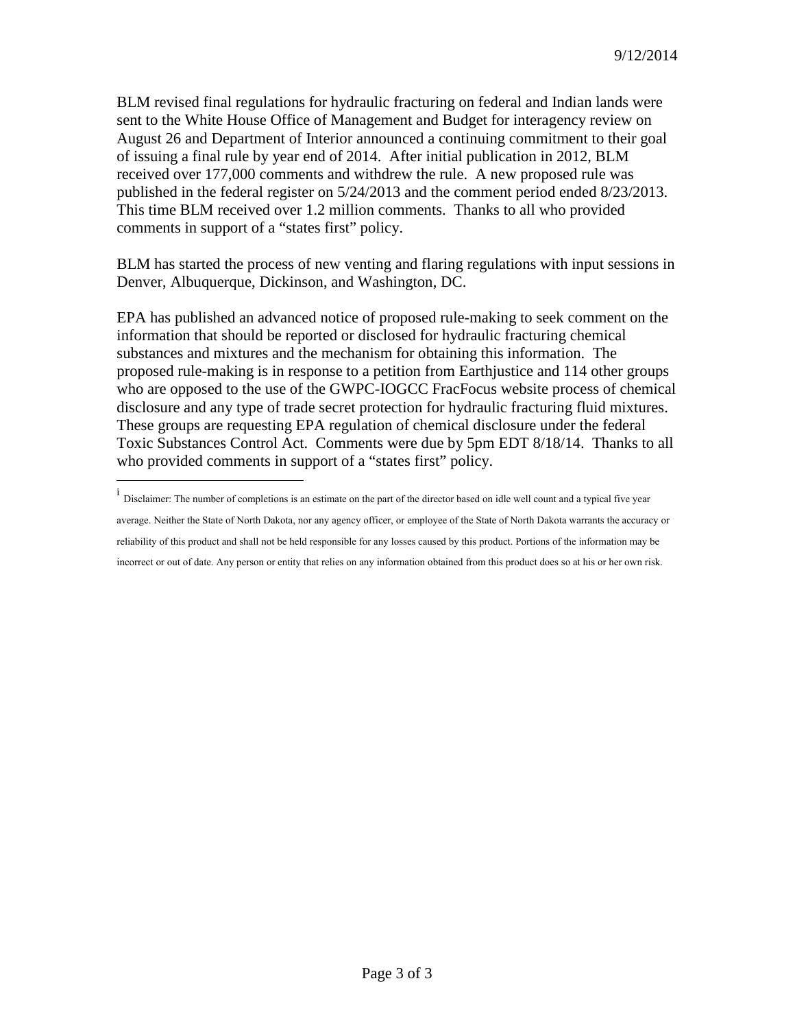BLM revised final regulations for hydraulic fracturing on federal and Indian lands were sent to the White House Office of Management and Budget for interagency review on August 26 and Department of Interior announced a continuing commitment to their goal of issuing a final rule by year end of 2014. After initial publication in 2012, BLM received over 177,000 comments and withdrew the rule. A new proposed rule was published in the federal register on 5/24/2013 and the comment period ended 8/23/2013. This time BLM received over 1.2 million comments. Thanks to all who provided comments in support of a "states first" policy.

BLM has started the process of new venting and flaring regulations with input sessions in Denver, Albuquerque, Dickinson, and Washington, DC.

EPA has published an advanced notice of proposed rule-making to seek comment on the information that should be reported or disclosed for hydraulic fracturing chemical substances and mixtures and the mechanism for obtaining this information. The proposed rule-making is in response to a petition from Earthjustice and 114 other groups who are opposed to the use of the GWPC-IOGCC FracFocus website process of chemical disclosure and any type of trade secret protection for hydraulic fracturing fluid mixtures. These groups are requesting EPA regulation of chemical disclosure under the federal Toxic Substances Control Act. Comments were due by 5pm EDT 8/18/14. Thanks to all who provided comments in support of a "states first" policy.

---

[i] Disclaimer: The number of completions is an estimate on the part of the director based on idle well count and a typical five year average. Neither the State of North Dakota, nor any agency officer, or employee of the State of North Dakota warrants the accuracy or reliability of this product and shall not be held responsible for any losses caused by this product. Portions of the information may be incorrect or out of date. Any person or entity that relies on any information obtained from this product does so at his or her own risk.